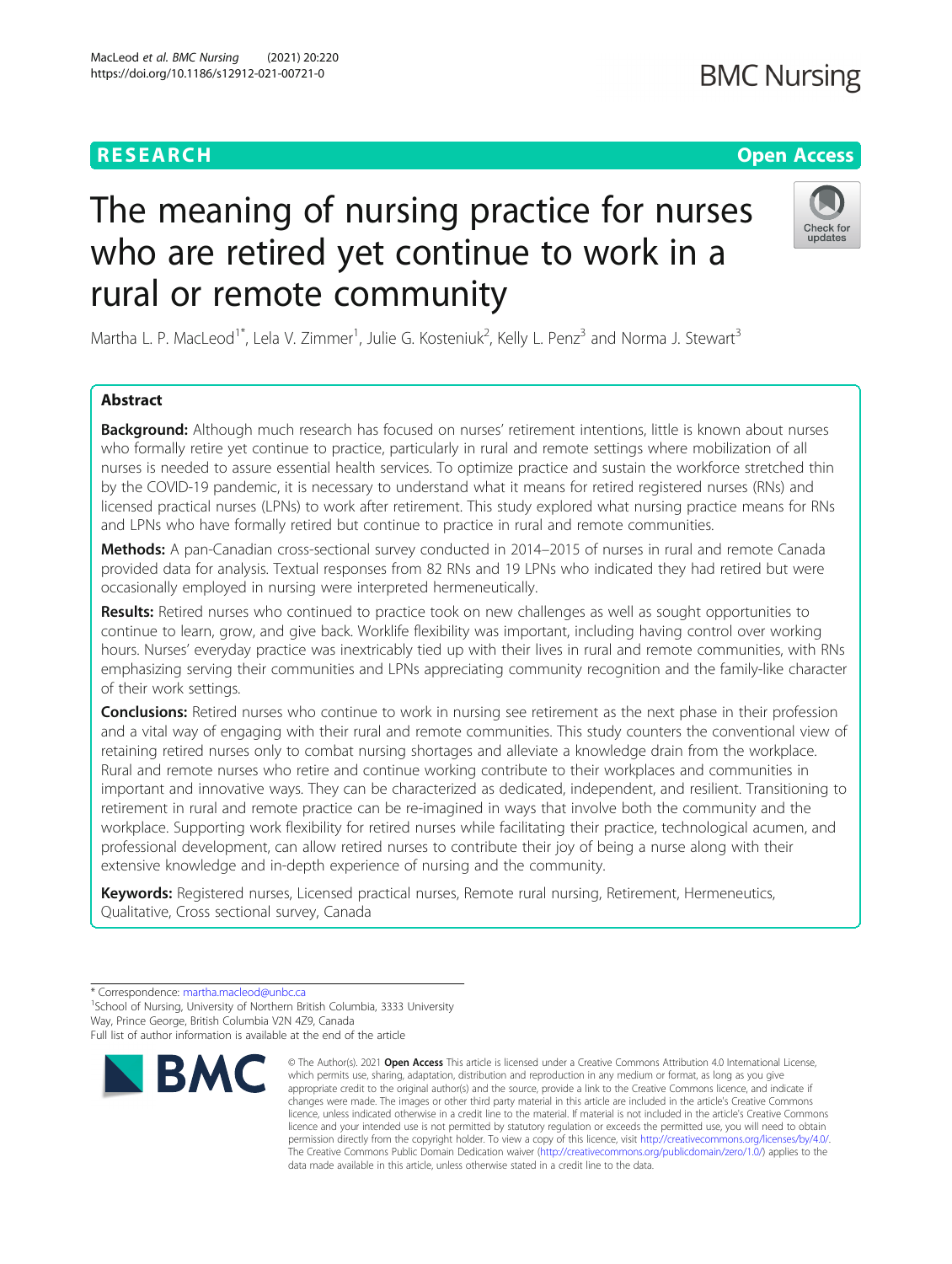RESEARCH

Open Access

# The meaning of nursing practice for nurses who are retired yet continue to work in a rural or remote community

Martha L. P. MacLeod[1*], Lela V. Zimmer[1], Julie G. Kosteniuk[2], Kelly L. Penz[3] and Norma J. Stewart[3]

## Abstract

**Background:** Although much research has focused on nurses' retirement intentions, little is known about nurses who formally retire yet continue to practice, particularly in rural and remote settings where mobilization of all nurses is needed to assure essential health services. To optimize practice and sustain the workforce stretched thin by the COVID-19 pandemic, it is necessary to understand what it means for retired registered nurses (RNs) and licensed practical nurses (LPNs) to work after retirement. This study explored what nursing practice means for RNs and LPNs who have formally retired but continue to practice in rural and remote communities.

**Methods:** A pan-Canadian cross-sectional survey conducted in 2014–2015 of nurses in rural and remote Canada provided data for analysis. Textual responses from 82 RNs and 19 LPNs who indicated they had retired but were occasionally employed in nursing were interpreted hermeneutically.

**Results:** Retired nurses who continued to practice took on new challenges as well as sought opportunities to continue to learn, grow, and give back. Worklife flexibility was important, including having control over working hours. Nurses' everyday practice was inextricably tied up with their lives in rural and remote communities, with RNs emphasizing serving their communities and LPNs appreciating community recognition and the family-like character of their work settings.

**Conclusions:** Retired nurses who continue to work in nursing see retirement as the next phase in their profession and a vital way of engaging with their rural and remote communities. This study counters the conventional view of retaining retired nurses only to combat nursing shortages and alleviate a knowledge drain from the workplace. Rural and remote nurses who retire and continue working contribute to their workplaces and communities in important and innovative ways. They can be characterized as dedicated, independent, and resilient. Transitioning to retirement in rural and remote practice can be re-imagined in ways that involve both the community and the workplace. Supporting work flexibility for retired nurses while facilitating their practice, technological acumen, and professional development, can allow retired nurses to contribute their joy of being a nurse along with their extensive knowledge and in-depth experience of nursing and the community.

**Keywords:** Registered nurses, Licensed practical nurses, Remote rural nursing, Retirement, Hermeneutics, Qualitative, Cross sectional survey, Canada

\* Correspondence: martha.macleod@unbc.ca

[1]School of Nursing, University of Northern British Columbia, 3333 University Way, Prince George, British Columbia V2N 4Z9, Canada

Full list of author information is available at the end of the article

© The Author(s). 2021 **Open Access** This article is licensed under a Creative Commons Attribution 4.0 International License, which permits use, sharing, adaptation, distribution and reproduction in any medium or format, as long as you give appropriate credit to the original author(s) and the source, provide a link to the Creative Commons licence, and indicate if changes were made. The images or other third party material in this article are included in the article's Creative Commons licence, unless indicated otherwise in a credit line to the material. If material is not included in the article's Creative Commons licence and your intended use is not permitted by statutory regulation or exceeds the permitted use, you will need to obtain permission directly from the copyright holder. To view a copy of this licence, visit http://creativecommons.org/licenses/by/4.0/. The Creative Commons Public Domain Dedication waiver (http://creativecommons.org/publicdomain/zero/1.0/) applies to the data made available in this article, unless otherwise stated in a credit line to the data.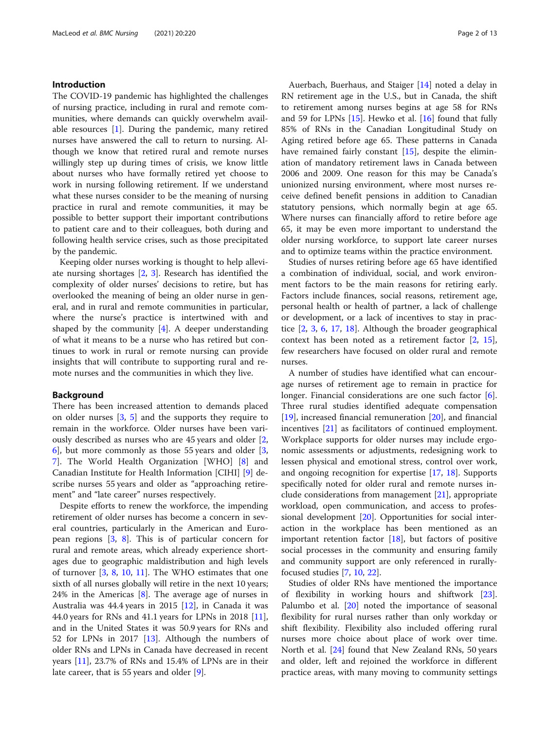## Introduction

The COVID-19 pandemic has highlighted the challenges of nursing practice, including in rural and remote communities, where demands can quickly overwhelm available resources [1]. During the pandemic, many retired nurses have answered the call to return to nursing. Although we know that retired rural and remote nurses willingly step up during times of crisis, we know little about nurses who have formally retired yet choose to work in nursing following retirement. If we understand what these nurses consider to be the meaning of nursing practice in rural and remote communities, it may be possible to better support their important contributions to patient care and to their colleagues, both during and following health service crises, such as those precipitated by the pandemic.

Keeping older nurses working is thought to help alleviate nursing shortages [2, 3]. Research has identified the complexity of older nurses' decisions to retire, but has overlooked the meaning of being an older nurse in general, and in rural and remote communities in particular, where the nurse's practice is intertwined with and shaped by the community [4]. A deeper understanding of what it means to be a nurse who has retired but continues to work in rural or remote nursing can provide insights that will contribute to supporting rural and remote nurses and the communities in which they live.

## Background

There has been increased attention to demands placed on older nurses [3, 5] and the supports they require to remain in the workforce. Older nurses have been variously described as nurses who are 45 years and older [2, 6], but more commonly as those 55 years and older [3, 7]. The World Health Organization [WHO] [8] and Canadian Institute for Health Information [CIHI] [9] describe nurses 55 years and older as "approaching retirement" and "late career" nurses respectively.

Despite efforts to renew the workforce, the impending retirement of older nurses has become a concern in several countries, particularly in the American and European regions [3, 8]. This is of particular concern for rural and remote areas, which already experience shortages due to geographic maldistribution and high levels of turnover [3, 8, 10, 11]. The WHO estimates that one sixth of all nurses globally will retire in the next 10 years; 24% in the Americas [8]. The average age of nurses in Australia was 44.4 years in 2015 [12], in Canada it was 44.0 years for RNs and 41.1 years for LPNs in 2018 [11], and in the United States it was 50.9 years for RNs and 52 for LPNs in 2017 [13]. Although the numbers of older RNs and LPNs in Canada have decreased in recent years [11], 23.7% of RNs and 15.4% of LPNs are in their late career, that is 55 years and older [9].

Auerbach, Buerhaus, and Staiger [14] noted a delay in RN retirement age in the U.S., but in Canada, the shift to retirement among nurses begins at age 58 for RNs and 59 for LPNs [15]. Hewko et al. [16] found that fully 85% of RNs in the Canadian Longitudinal Study on Aging retired before age 65. These patterns in Canada have remained fairly constant [15], despite the elimination of mandatory retirement laws in Canada between 2006 and 2009. One reason for this may be Canada's unionized nursing environment, where most nurses receive defined benefit pensions in addition to Canadian statutory pensions, which normally begin at age 65. Where nurses can financially afford to retire before age 65, it may be even more important to understand the older nursing workforce, to support late career nurses and to optimize teams within the practice environment.

Studies of nurses retiring before age 65 have identified a combination of individual, social, and work environment factors to be the main reasons for retiring early. Factors include finances, social reasons, retirement age, personal health or health of partner, a lack of challenge or development, or a lack of incentives to stay in practice [2, 3, 6, 17, 18]. Although the broader geographical context has been noted as a retirement factor [2, 15], few researchers have focused on older rural and remote nurses.

A number of studies have identified what can encourage nurses of retirement age to remain in practice for longer. Financial considerations are one such factor [6]. Three rural studies identified adequate compensation [19], increased financial remuneration [20], and financial incentives [21] as facilitators of continued employment. Workplace supports for older nurses may include ergonomic assessments or adjustments, redesigning work to lessen physical and emotional stress, control over work, and ongoing recognition for expertise [17, 18]. Supports specifically noted for older rural and remote nurses include considerations from management [21], appropriate workload, open communication, and access to professional development [20]. Opportunities for social interaction in the workplace has been mentioned as an important retention factor [18], but factors of positive social processes in the community and ensuring family and community support are only referenced in rurally-focused studies [7, 10, 22].

Studies of older RNs have mentioned the importance of flexibility in working hours and shiftwork [23]. Palumbo et al. [20] noted the importance of seasonal flexibility for rural nurses rather than only workday or shift flexibility. Flexibility also included offering rural nurses more choice about place of work over time. North et al. [24] found that New Zealand RNs, 50 years and older, left and rejoined the workforce in different practice areas, with many moving to community settings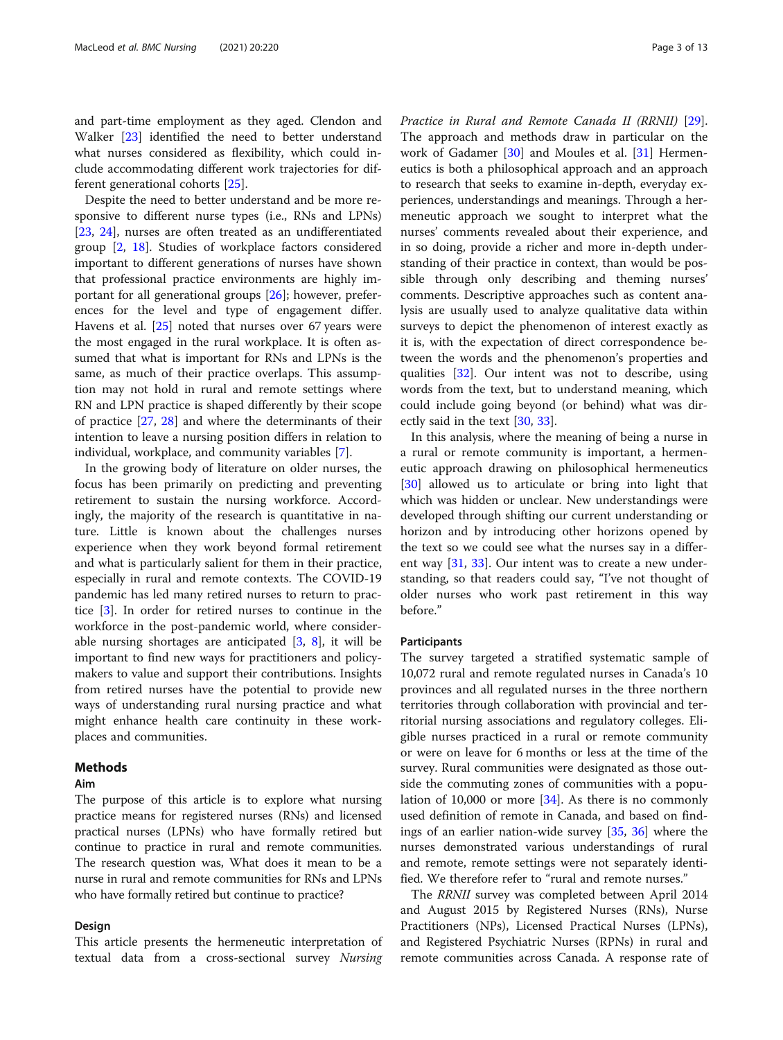and part-time employment as they aged. Clendon and Walker [23] identified the need to better understand what nurses considered as flexibility, which could include accommodating different work trajectories for different generational cohorts [25].

Despite the need to better understand and be more responsive to different nurse types (i.e., RNs and LPNs) [23, 24], nurses are often treated as an undifferentiated group [2, 18]. Studies of workplace factors considered important to different generations of nurses have shown that professional practice environments are highly important for all generational groups [26]; however, preferences for the level and type of engagement differ. Havens et al. [25] noted that nurses over 67 years were the most engaged in the rural workplace. It is often assumed that what is important for RNs and LPNs is the same, as much of their practice overlaps. This assumption may not hold in rural and remote settings where RN and LPN practice is shaped differently by their scope of practice [27, 28] and where the determinants of their intention to leave a nursing position differs in relation to individual, workplace, and community variables [7].

In the growing body of literature on older nurses, the focus has been primarily on predicting and preventing retirement to sustain the nursing workforce. Accordingly, the majority of the research is quantitative in nature. Little is known about the challenges nurses experience when they work beyond formal retirement and what is particularly salient for them in their practice, especially in rural and remote contexts. The COVID-19 pandemic has led many retired nurses to return to practice [3]. In order for retired nurses to continue in the workforce in the post-pandemic world, where considerable nursing shortages are anticipated [3, 8], it will be important to find new ways for practitioners and policymakers to value and support their contributions. Insights from retired nurses have the potential to provide new ways of understanding rural nursing practice and what might enhance health care continuity in these workplaces and communities.

## Methods

### Aim

The purpose of this article is to explore what nursing practice means for registered nurses (RNs) and licensed practical nurses (LPNs) who have formally retired but continue to practice in rural and remote communities. The research question was, What does it mean to be a nurse in rural and remote communities for RNs and LPNs who have formally retired but continue to practice?

### Design

This article presents the hermeneutic interpretation of textual data from a cross-sectional survey *Nursing Practice in Rural and Remote Canada II (RRNII)* [29]. The approach and methods draw in particular on the work of Gadamer [30] and Moules et al. [31] Hermeneutics is both a philosophical approach and an approach to research that seeks to examine in-depth, everyday experiences, understandings and meanings. Through a hermeneutic approach we sought to interpret what the nurses' comments revealed about their experience, and in so doing, provide a richer and more in-depth understanding of their practice in context, than would be possible through only describing and theming nurses' comments. Descriptive approaches such as content analysis are usually used to analyze qualitative data within surveys to depict the phenomenon of interest exactly as it is, with the expectation of direct correspondence between the words and the phenomenon's properties and qualities [32]. Our intent was not to describe, using words from the text, but to understand meaning, which could include going beyond (or behind) what was directly said in the text [30, 33].

In this analysis, where the meaning of being a nurse in a rural or remote community is important, a hermeneutic approach drawing on philosophical hermeneutics [30] allowed us to articulate or bring into light that which was hidden or unclear. New understandings were developed through shifting our current understanding or horizon and by introducing other horizons opened by the text so we could see what the nurses say in a different way [31, 33]. Our intent was to create a new understanding, so that readers could say, "I've not thought of older nurses who work past retirement in this way before."

### Participants

The survey targeted a stratified systematic sample of 10,072 rural and remote regulated nurses in Canada's 10 provinces and all regulated nurses in the three northern territories through collaboration with provincial and territorial nursing associations and regulatory colleges. Eligible nurses practiced in a rural or remote community or were on leave for 6 months or less at the time of the survey. Rural communities were designated as those outside the commuting zones of communities with a population of 10,000 or more [34]. As there is no commonly used definition of remote in Canada, and based on findings of an earlier nation-wide survey [35, 36] where the nurses demonstrated various understandings of rural and remote, remote settings were not separately identified. We therefore refer to "rural and remote nurses."

The *RRNII* survey was completed between April 2014 and August 2015 by Registered Nurses (RNs), Nurse Practitioners (NPs), Licensed Practical Nurses (LPNs), and Registered Psychiatric Nurses (RPNs) in rural and remote communities across Canada. A response rate of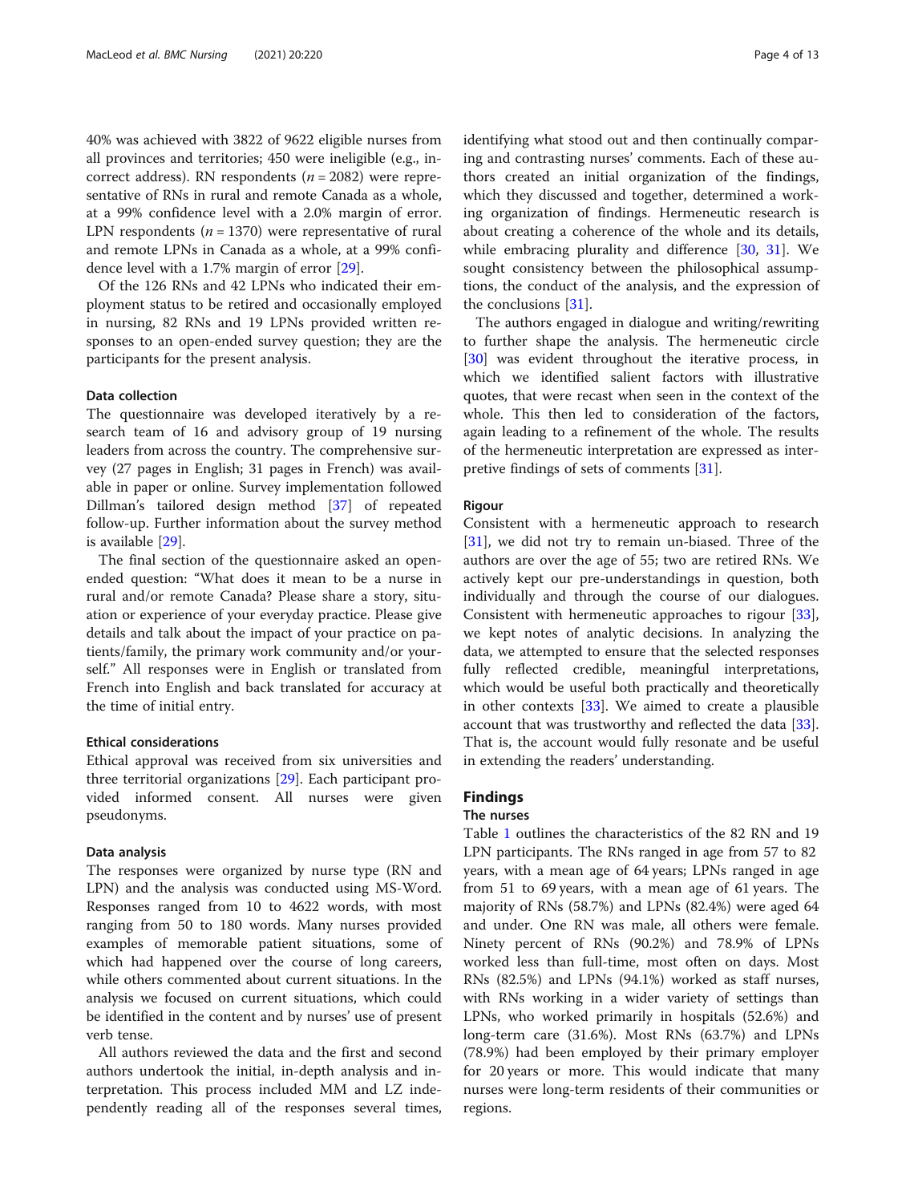40% was achieved with 3822 of 9622 eligible nurses from all provinces and territories; 450 were ineligible (e.g., incorrect address). RN respondents ($n = 2082$) were representative of RNs in rural and remote Canada as a whole, at a 99% confidence level with a 2.0% margin of error. LPN respondents ($n = 1370$) were representative of rural and remote LPNs in Canada as a whole, at a 99% confidence level with a 1.7% margin of error [29].

Of the 126 RNs and 42 LPNs who indicated their employment status to be retired and occasionally employed in nursing, 82 RNs and 19 LPNs provided written responses to an open-ended survey question; they are the participants for the present analysis.

### Data collection

The questionnaire was developed iteratively by a research team of 16 and advisory group of 19 nursing leaders from across the country. The comprehensive survey (27 pages in English; 31 pages in French) was available in paper or online. Survey implementation followed Dillman's tailored design method [37] of repeated follow-up. Further information about the survey method is available [29].

The final section of the questionnaire asked an open-ended question: "What does it mean to be a nurse in rural and/or remote Canada? Please share a story, situation or experience of your everyday practice. Please give details and talk about the impact of your practice on patients/family, the primary work community and/or yourself." All responses were in English or translated from French into English and back translated for accuracy at the time of initial entry.

### Ethical considerations

Ethical approval was received from six universities and three territorial organizations [29]. Each participant provided informed consent. All nurses were given pseudonyms.

### Data analysis

The responses were organized by nurse type (RN and LPN) and the analysis was conducted using MS-Word. Responses ranged from 10 to 4622 words, with most ranging from 50 to 180 words. Many nurses provided examples of memorable patient situations, some of which had happened over the course of long careers, while others commented about current situations. In the analysis we focused on current situations, which could be identified in the content and by nurses' use of present verb tense.

All authors reviewed the data and the first and second authors undertook the initial, in-depth analysis and interpretation. This process included MM and LZ independently reading all of the responses several times, identifying what stood out and then continually comparing and contrasting nurses' comments. Each of these authors created an initial organization of the findings, which they discussed and together, determined a working organization of findings. Hermeneutic research is about creating a coherence of the whole and its details, while embracing plurality and difference [30, 31]. We sought consistency between the philosophical assumptions, the conduct of the analysis, and the expression of the conclusions [31].

The authors engaged in dialogue and writing/rewriting to further shape the analysis. The hermeneutic circle [30] was evident throughout the iterative process, in which we identified salient factors with illustrative quotes, that were recast when seen in the context of the whole. This then led to consideration of the factors, again leading to a refinement of the whole. The results of the hermeneutic interpretation are expressed as interpretive findings of sets of comments [31].

### Rigour

Consistent with a hermeneutic approach to research [31], we did not try to remain un-biased. Three of the authors are over the age of 55; two are retired RNs. We actively kept our pre-understandings in question, both individually and through the course of our dialogues. Consistent with hermeneutic approaches to rigour [33], we kept notes of analytic decisions. In analyzing the data, we attempted to ensure that the selected responses fully reflected credible, meaningful interpretations, which would be useful both practically and theoretically in other contexts [33]. We aimed to create a plausible account that was trustworthy and reflected the data [33]. That is, the account would fully resonate and be useful in extending the readers' understanding.

## Findings

### The nurses

Table 1 outlines the characteristics of the 82 RN and 19 LPN participants. The RNs ranged in age from 57 to 82 years, with a mean age of 64 years; LPNs ranged in age from 51 to 69 years, with a mean age of 61 years. The majority of RNs (58.7%) and LPNs (82.4%) were aged 64 and under. One RN was male, all others were female. Ninety percent of RNs (90.2%) and 78.9% of LPNs worked less than full-time, most often on days. Most RNs (82.5%) and LPNs (94.1%) worked as staff nurses, with RNs working in a wider variety of settings than LPNs, who worked primarily in hospitals (52.6%) and long-term care (31.6%). Most RNs (63.7%) and LPNs (78.9%) had been employed by their primary employer for 20 years or more. This would indicate that many nurses were long-term residents of their communities or regions.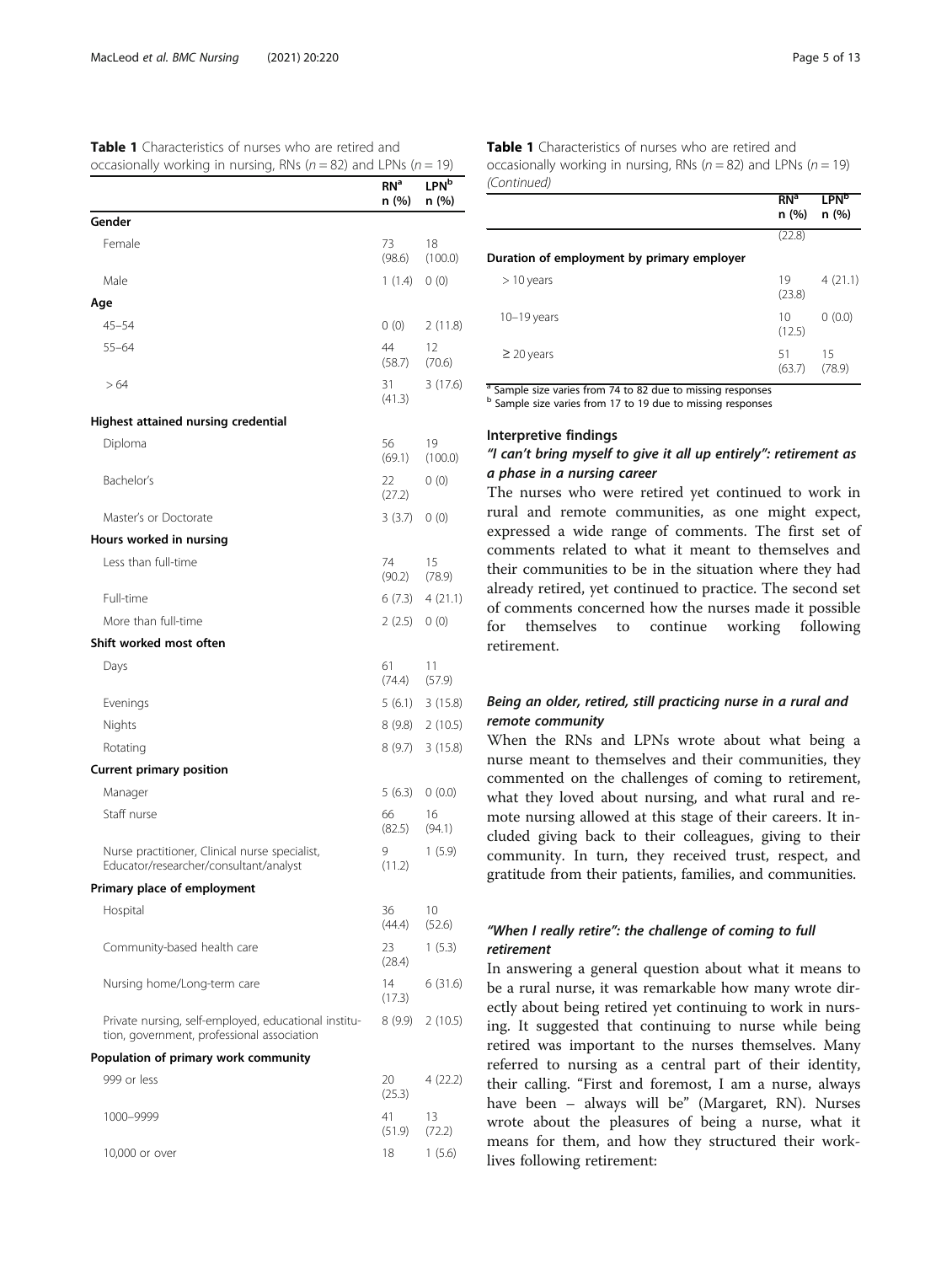**Table 1** Characteristics of nurses who are retired and occasionally working in nursing, RNs ($n = 82$) and LPNs ($n = 19$)

| | RN[a] n (%) | LPN[b] n (%) |
|---|---|---|
| **Gender** | | |
| Female | 73 (98.6) | 18 (100.0) |
| Male | 1 (1.4) | 0 (0) |
| **Age** | | |
| 45–54 | 0 (0) | 2 (11.8) |
| 55–64 | 44 (58.7) | 12 (70.6) |
| > 64 | 31 (41.3) | 3 (17.6) |
| **Highest attained nursing credential** | | |
| Diploma | 56 (69.1) | 19 (100.0) |
| Bachelor's | 22 (27.2) | 0 (0) |
| Master's or Doctorate | 3 (3.7) | 0 (0) |
| **Hours worked in nursing** | | |
| Less than full-time | 74 (90.2) | 15 (78.9) |
| Full-time | 6 (7.3) | 4 (21.1) |
| More than full-time | 2 (2.5) | 0 (0) |
| **Shift worked most often** | | |
| Days | 61 (74.4) | 11 (57.9) |
| Evenings | 5 (6.1) | 3 (15.8) |
| Nights | 8 (9.8) | 2 (10.5) |
| Rotating | 8 (9.7) | 3 (15.8) |
| **Current primary position** | | |
| Manager | 5 (6.3) | 0 (0.0) |
| Staff nurse | 66 (82.5) | 16 (94.1) |
| Nurse practitioner, Clinical nurse specialist, Educator/researcher/consultant/analyst | 9 (11.2) | 1 (5.9) |
| **Primary place of employment** | | |
| Hospital | 36 (44.4) | 10 (52.6) |
| Community-based health care | 23 (28.4) | 1 (5.3) |
| Nursing home/Long-term care | 14 (17.3) | 6 (31.6) |
| Private nursing, self-employed, educational institution, government, professional association | 8 (9.9) | 2 (10.5) |
| **Population of primary work community** | | |
| 999 or less | 20 (25.3) | 4 (22.2) |
| 1000–9999 | 41 (51.9) | 13 (72.2) |
| 10,000 or over | 18 (22.8) | 1 (5.6) |
| **Duration of employment by primary employer** | | |
| > 10 years | 19 (23.8) | 4 (21.1) |
| 10–19 years | 10 (12.5) | 0 (0.0) |
| ≥ 20 years | 51 (63.7) | 15 (78.9) |

[a] Sample size varies from 74 to 82 due to missing responses
[b] Sample size varies from 17 to 19 due to missing responses

### Interpretive findings

### *"I can't bring myself to give it all up entirely": retirement as a phase in a nursing career*

The nurses who were retired yet continued to work in rural and remote communities, as one might expect, expressed a wide range of comments. The first set of comments related to what it meant to themselves and their communities to be in the situation where they had already retired, yet continued to practice. The second set of comments concerned how the nurses made it possible for themselves to continue working following retirement.

#### *Being an older, retired, still practicing nurse in a rural and remote community*

When the RNs and LPNs wrote about what being a nurse meant to themselves and their communities, they commented on the challenges of coming to retirement, what they loved about nursing, and what rural and remote nursing allowed at this stage of their careers. It included giving back to their colleagues, giving to their community. In turn, they received trust, respect, and gratitude from their patients, families, and communities.

#### *"When I really retire": the challenge of coming to full retirement*

In answering a general question about what it means to be a rural nurse, it was remarkable how many wrote directly about being retired yet continuing to work in nursing. It suggested that continuing to nurse while being retired was important to the nurses themselves. Many referred to nursing as a central part of their identity, their calling. "First and foremost, I am a nurse, always have been – always will be" (Margaret, RN). Nurses wrote about the pleasures of being a nurse, what it means for them, and how they structured their work-lives following retirement: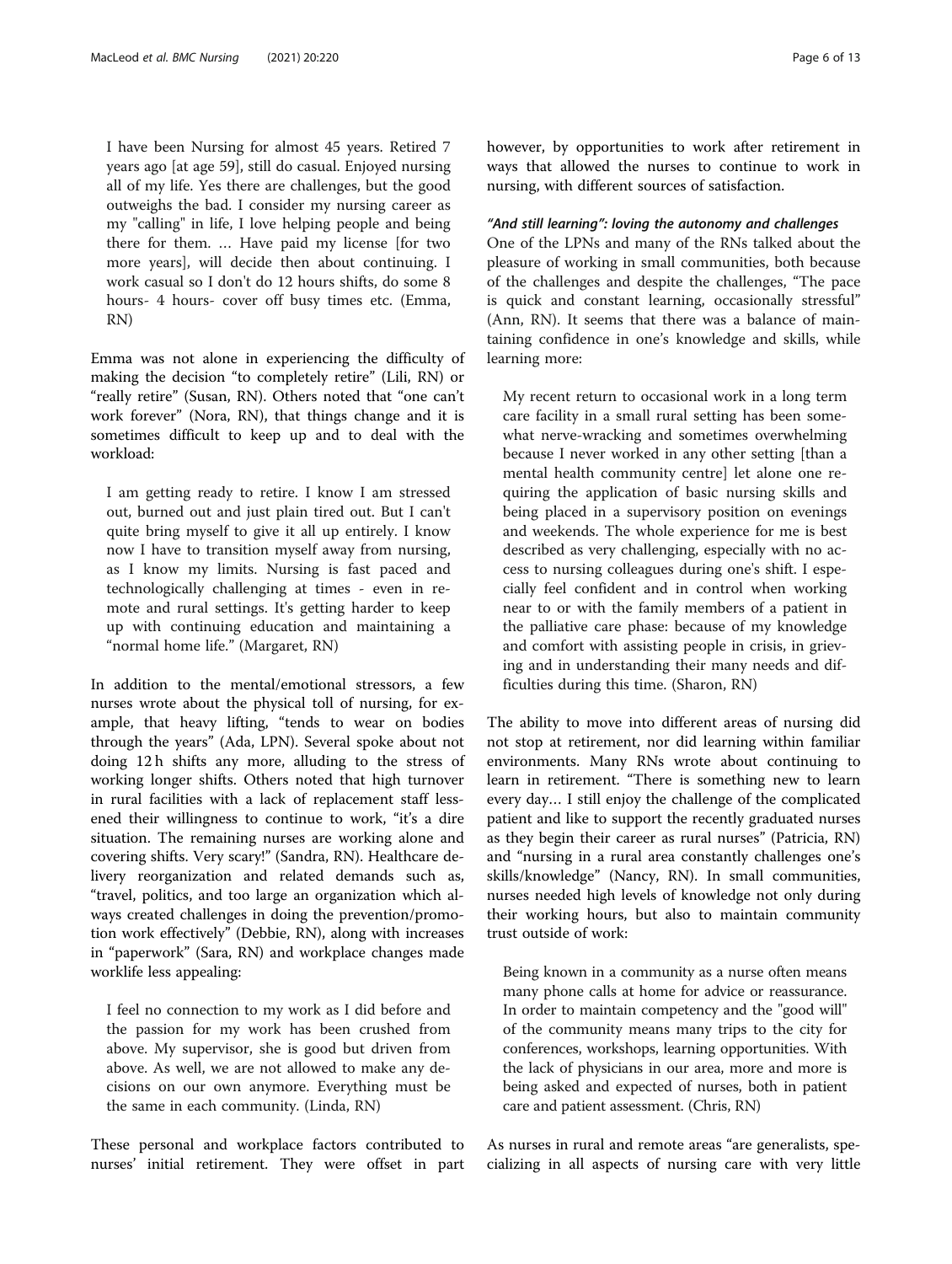> I have been Nursing for almost 45 years. Retired 7 years ago [at age 59], still do casual. Enjoyed nursing all of my life. Yes there are challenges, but the good outweighs the bad. I consider my nursing career as my "calling" in life, I love helping people and being there for them. … Have paid my license [for two more years], will decide then about continuing. I work casual so I don't do 12 hours shifts, do some 8 hours- 4 hours- cover off busy times etc. (Emma, RN)

Emma was not alone in experiencing the difficulty of making the decision "to completely retire" (Lili, RN) or "really retire" (Susan, RN). Others noted that "one can't work forever" (Nora, RN), that things change and it is sometimes difficult to keep up and to deal with the workload:

> I am getting ready to retire. I know I am stressed out, burned out and just plain tired out. But I can't quite bring myself to give it all up entirely. I know now I have to transition myself away from nursing, as I know my limits. Nursing is fast paced and technologically challenging at times - even in remote and rural settings. It's getting harder to keep up with continuing education and maintaining a "normal home life." (Margaret, RN)

In addition to the mental/emotional stressors, a few nurses wrote about the physical toll of nursing, for example, that heavy lifting, "tends to wear on bodies through the years" (Ada, LPN). Several spoke about not doing 12 h shifts any more, alluding to the stress of working longer shifts. Others noted that high turnover in rural facilities with a lack of replacement staff lessened their willingness to continue to work, "it's a dire situation. The remaining nurses are working alone and covering shifts. Very scary!" (Sandra, RN). Healthcare delivery reorganization and related demands such as, "travel, politics, and too large an organization which always created challenges in doing the prevention/promotion work effectively" (Debbie, RN), along with increases in "paperwork" (Sara, RN) and workplace changes made worklife less appealing:

> I feel no connection to my work as I did before and the passion for my work has been crushed from above. My supervisor, she is good but driven from above. As well, we are not allowed to make any decisions on our own anymore. Everything must be the same in each community. (Linda, RN)

These personal and workplace factors contributed to nurses' initial retirement. They were offset in part however, by opportunities to work after retirement in ways that allowed the nurses to continue to work in nursing, with different sources of satisfaction.

#### *"And still learning": loving the autonomy and challenges*

One of the LPNs and many of the RNs talked about the pleasure of working in small communities, both because of the challenges and despite the challenges, "The pace is quick and constant learning, occasionally stressful" (Ann, RN). It seems that there was a balance of maintaining confidence in one's knowledge and skills, while learning more:

> My recent return to occasional work in a long term care facility in a small rural setting has been somewhat nerve-wracking and sometimes overwhelming because I never worked in any other setting [than a mental health community centre] let alone one requiring the application of basic nursing skills and being placed in a supervisory position on evenings and weekends. The whole experience for me is best described as very challenging, especially with no access to nursing colleagues during one's shift. I especially feel confident and in control when working near to or with the family members of a patient in the palliative care phase: because of my knowledge and comfort with assisting people in crisis, in grieving and in understanding their many needs and difficulties during this time. (Sharon, RN)

The ability to move into different areas of nursing did not stop at retirement, nor did learning within familiar environments. Many RNs wrote about continuing to learn in retirement. "There is something new to learn every day… I still enjoy the challenge of the complicated patient and like to support the recently graduated nurses as they begin their career as rural nurses" (Patricia, RN) and "nursing in a rural area constantly challenges one's skills/knowledge" (Nancy, RN). In small communities, nurses needed high levels of knowledge not only during their working hours, but also to maintain community trust outside of work:

> Being known in a community as a nurse often means many phone calls at home for advice or reassurance. In order to maintain competency and the "good will" of the community means many trips to the city for conferences, workshops, learning opportunities. With the lack of physicians in our area, more and more is being asked and expected of nurses, both in patient care and patient assessment. (Chris, RN)

As nurses in rural and remote areas "are generalists, specializing in all aspects of nursing care with very little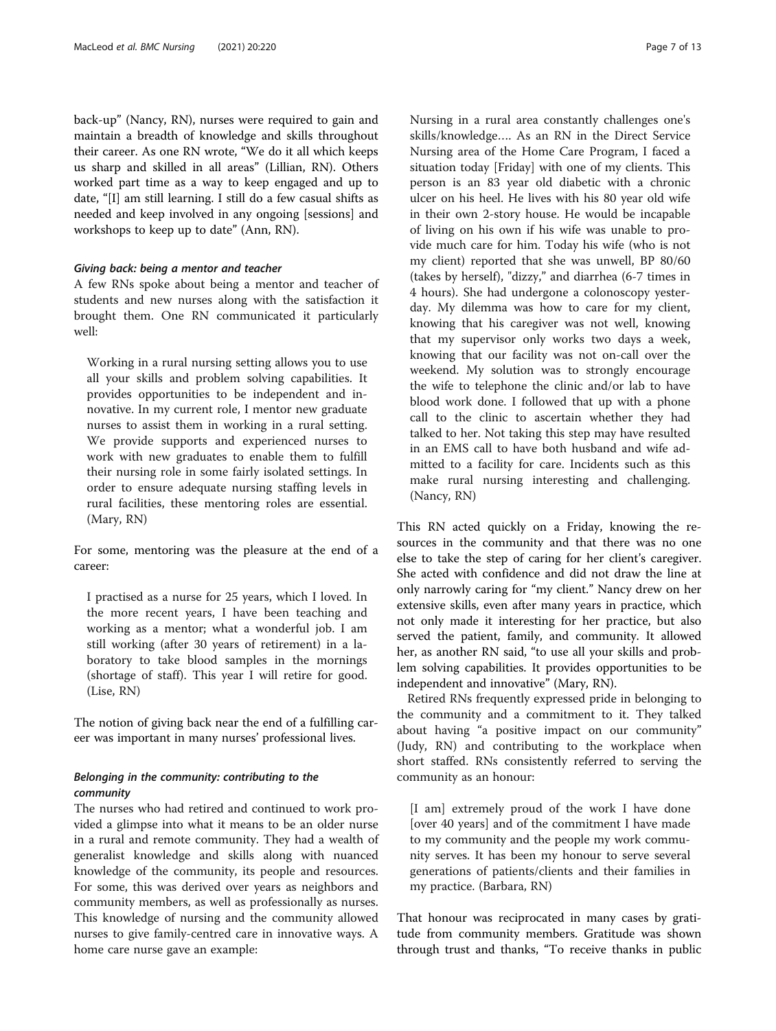back-up" (Nancy, RN), nurses were required to gain and maintain a breadth of knowledge and skills throughout their career. As one RN wrote, "We do it all which keeps us sharp and skilled in all areas" (Lillian, RN). Others worked part time as a way to keep engaged and up to date, "[I] am still learning. I still do a few casual shifts as needed and keep involved in any ongoing [sessions] and workshops to keep up to date" (Ann, RN).

#### *Giving back: being a mentor and teacher*

A few RNs spoke about being a mentor and teacher of students and new nurses along with the satisfaction it brought them. One RN communicated it particularly well:

> Working in a rural nursing setting allows you to use all your skills and problem solving capabilities. It provides opportunities to be independent and innovative. In my current role, I mentor new graduate nurses to assist them in working in a rural setting. We provide supports and experienced nurses to work with new graduates to enable them to fulfill their nursing role in some fairly isolated settings. In order to ensure adequate nursing staffing levels in rural facilities, these mentoring roles are essential. (Mary, RN)

For some, mentoring was the pleasure at the end of a career:

> I practised as a nurse for 25 years, which I loved. In the more recent years, I have been teaching and working as a mentor; what a wonderful job. I am still working (after 30 years of retirement) in a laboratory to take blood samples in the mornings (shortage of staff). This year I will retire for good. (Lise, RN)

The notion of giving back near the end of a fulfilling career was important in many nurses' professional lives.

#### *Belonging in the community: contributing to the community*

The nurses who had retired and continued to work provided a glimpse into what it means to be an older nurse in a rural and remote community. They had a wealth of generalist knowledge and skills along with nuanced knowledge of the community, its people and resources. For some, this was derived over years as neighbors and community members, as well as professionally as nurses. This knowledge of nursing and the community allowed nurses to give family-centred care in innovative ways. A home care nurse gave an example:

> Nursing in a rural area constantly challenges one's skills/knowledge…. As an RN in the Direct Service Nursing area of the Home Care Program, I faced a situation today [Friday] with one of my clients. This person is an 83 year old diabetic with a chronic ulcer on his heel. He lives with his 80 year old wife in their own 2-story house. He would be incapable of living on his own if his wife was unable to provide much care for him. Today his wife (who is not my client) reported that she was unwell, BP 80/60 (takes by herself), "dizzy," and diarrhea (6-7 times in 4 hours). She had undergone a colonoscopy yesterday. My dilemma was how to care for my client, knowing that his caregiver was not well, knowing that my supervisor only works two days a week, knowing that our facility was not on-call over the weekend. My solution was to strongly encourage the wife to telephone the clinic and/or lab to have blood work done. I followed that up with a phone call to the clinic to ascertain whether they had talked to her. Not taking this step may have resulted in an EMS call to have both husband and wife admitted to a facility for care. Incidents such as this make rural nursing interesting and challenging. (Nancy, RN)

This RN acted quickly on a Friday, knowing the resources in the community and that there was no one else to take the step of caring for her client's caregiver. She acted with confidence and did not draw the line at only narrowly caring for "my client." Nancy drew on her extensive skills, even after many years in practice, which not only made it interesting for her practice, but also served the patient, family, and community. It allowed her, as another RN said, "to use all your skills and problem solving capabilities. It provides opportunities to be independent and innovative" (Mary, RN).

Retired RNs frequently expressed pride in belonging to the community and a commitment to it. They talked about having "a positive impact on our community" (Judy, RN) and contributing to the workplace when short staffed. RNs consistently referred to serving the community as an honour:

> [I am] extremely proud of the work I have done [over 40 years] and of the commitment I have made to my community and the people my work community serves. It has been my honour to serve several generations of patients/clients and their families in my practice. (Barbara, RN)

That honour was reciprocated in many cases by gratitude from community members. Gratitude was shown through trust and thanks, "To receive thanks in public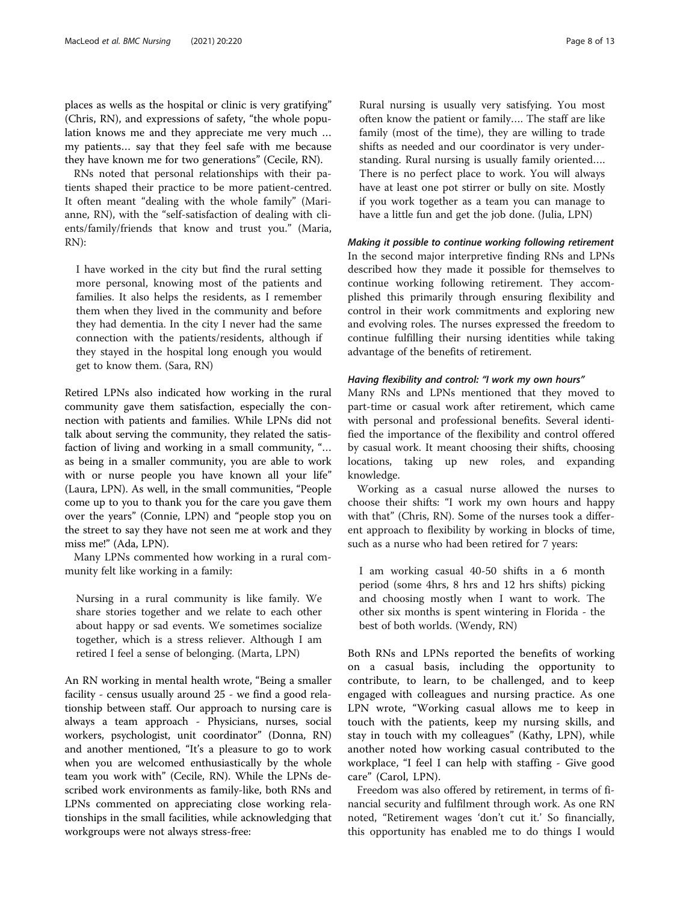places as wells as the hospital or clinic is very gratifying" (Chris, RN), and expressions of safety, "the whole population knows me and they appreciate me very much … my patients… say that they feel safe with me because they have known me for two generations" (Cecile, RN).

RNs noted that personal relationships with their patients shaped their practice to be more patient-centred. It often meant "dealing with the whole family" (Marianne, RN), with the "self-satisfaction of dealing with clients/family/friends that know and trust you." (Maria, RN):

> I have worked in the city but find the rural setting more personal, knowing most of the patients and families. It also helps the residents, as I remember them when they lived in the community and before they had dementia. In the city I never had the same connection with the patients/residents, although if they stayed in the hospital long enough you would get to know them. (Sara, RN)

Retired LPNs also indicated how working in the rural community gave them satisfaction, especially the connection with patients and families. While LPNs did not talk about serving the community, they related the satisfaction of living and working in a small community, "… as being in a smaller community, you are able to work with or nurse people you have known all your life" (Laura, LPN). As well, in the small communities, "People come up to you to thank you for the care you gave them over the years" (Connie, LPN) and "people stop you on the street to say they have not seen me at work and they miss me!" (Ada, LPN).

Many LPNs commented how working in a rural community felt like working in a family:

> Nursing in a rural community is like family. We share stories together and we relate to each other about happy or sad events. We sometimes socialize together, which is a stress reliever. Although I am retired I feel a sense of belonging. (Marta, LPN)

An RN working in mental health wrote, "Being a smaller facility - census usually around 25 - we find a good relationship between staff. Our approach to nursing care is always a team approach - Physicians, nurses, social workers, psychologist, unit coordinator" (Donna, RN) and another mentioned, "It's a pleasure to go to work when you are welcomed enthusiastically by the whole team you work with" (Cecile, RN). While the LPNs described work environments as family-like, both RNs and LPNs commented on appreciating close working relationships in the small facilities, while acknowledging that workgroups were not always stress-free:

> Rural nursing is usually very satisfying. You most often know the patient or family…. The staff are like family (most of the time), they are willing to trade shifts as needed and our coordinator is very understanding. Rural nursing is usually family oriented…. There is no perfect place to work. You will always have at least one pot stirrer or bully on site. Mostly if you work together as a team you can manage to have a little fun and get the job done. (Julia, LPN)

#### *Making it possible to continue working following retirement*

In the second major interpretive finding RNs and LPNs described how they made it possible for themselves to continue working following retirement. They accomplished this primarily through ensuring flexibility and control in their work commitments and exploring new and evolving roles. The nurses expressed the freedom to continue fulfilling their nursing identities while taking advantage of the benefits of retirement.

#### *Having flexibility and control: "I work my own hours"*

Many RNs and LPNs mentioned that they moved to part-time or casual work after retirement, which came with personal and professional benefits. Several identified the importance of the flexibility and control offered by casual work. It meant choosing their shifts, choosing locations, taking up new roles, and expanding knowledge.

Working as a casual nurse allowed the nurses to choose their shifts: "I work my own hours and happy with that" (Chris, RN). Some of the nurses took a different approach to flexibility by working in blocks of time, such as a nurse who had been retired for 7 years:

> I am working casual 40-50 shifts in a 6 month period (some 4hrs, 8 hrs and 12 hrs shifts) picking and choosing mostly when I want to work. The other six months is spent wintering in Florida - the best of both worlds. (Wendy, RN)

Both RNs and LPNs reported the benefits of working on a casual basis, including the opportunity to contribute, to learn, to be challenged, and to keep engaged with colleagues and nursing practice. As one LPN wrote, "Working casual allows me to keep in touch with the patients, keep my nursing skills, and stay in touch with my colleagues" (Kathy, LPN), while another noted how working casual contributed to the workplace, "I feel I can help with staffing - Give good care" (Carol, LPN).

Freedom was also offered by retirement, in terms of financial security and fulfilment through work. As one RN noted, "Retirement wages 'don't cut it.' So financially, this opportunity has enabled me to do things I would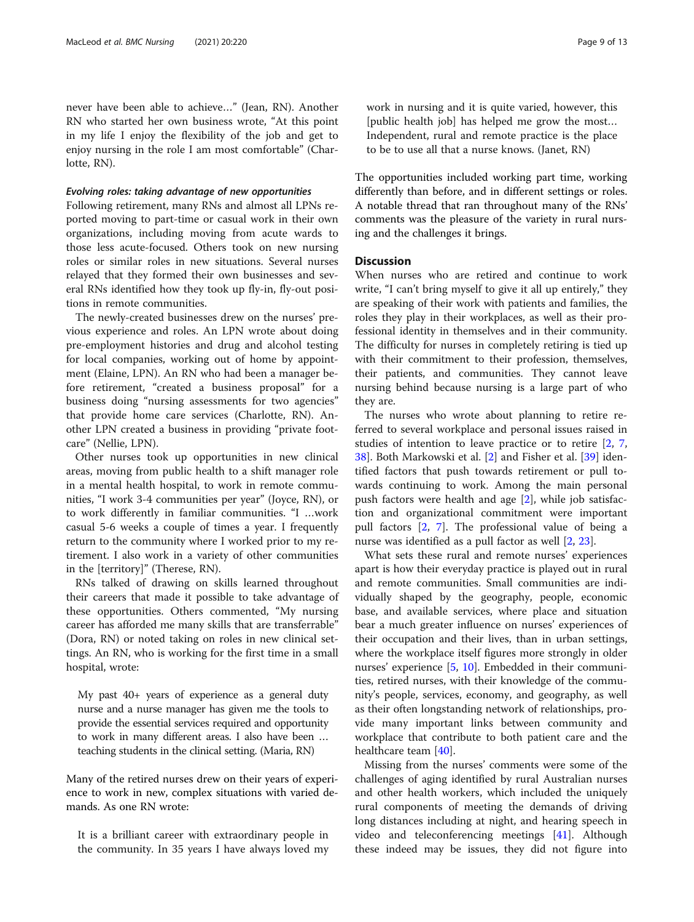never have been able to achieve…" (Jean, RN). Another RN who started her own business wrote, "At this point in my life I enjoy the flexibility of the job and get to enjoy nursing in the role I am most comfortable" (Charlotte, RN).

#### *Evolving roles: taking advantage of new opportunities*

Following retirement, many RNs and almost all LPNs reported moving to part-time or casual work in their own organizations, including moving from acute wards to those less acute-focused. Others took on new nursing roles or similar roles in new situations. Several nurses relayed that they formed their own businesses and several RNs identified how they took up fly-in, fly-out positions in remote communities.

The newly-created businesses drew on the nurses' previous experience and roles. An LPN wrote about doing pre-employment histories and drug and alcohol testing for local companies, working out of home by appointment (Elaine, LPN). An RN who had been a manager before retirement, "created a business proposal" for a business doing "nursing assessments for two agencies" that provide home care services (Charlotte, RN). Another LPN created a business in providing "private footcare" (Nellie, LPN).

Other nurses took up opportunities in new clinical areas, moving from public health to a shift manager role in a mental health hospital, to work in remote communities, "I work 3-4 communities per year" (Joyce, RN), or to work differently in familiar communities. "I …work casual 5-6 weeks a couple of times a year. I frequently return to the community where I worked prior to my retirement. I also work in a variety of other communities in the [territory]" (Therese, RN).

RNs talked of drawing on skills learned throughout their careers that made it possible to take advantage of these opportunities. Others commented, "My nursing career has afforded me many skills that are transferrable" (Dora, RN) or noted taking on roles in new clinical settings. An RN, who is working for the first time in a small hospital, wrote:

> My past 40+ years of experience as a general duty nurse and a nurse manager has given me the tools to provide the essential services required and opportunity to work in many different areas. I also have been … teaching students in the clinical setting. (Maria, RN)

Many of the retired nurses drew on their years of experience to work in new, complex situations with varied demands. As one RN wrote:

> It is a brilliant career with extraordinary people in the community. In 35 years I have always loved my work in nursing and it is quite varied, however, this [public health job] has helped me grow the most… Independent, rural and remote practice is the place to be to use all that a nurse knows. (Janet, RN)

The opportunities included working part time, working differently than before, and in different settings or roles. A notable thread that ran throughout many of the RNs' comments was the pleasure of the variety in rural nursing and the challenges it brings.

## Discussion

When nurses who are retired and continue to work write, "I can't bring myself to give it all up entirely," they are speaking of their work with patients and families, the roles they play in their workplaces, as well as their professional identity in themselves and in their community. The difficulty for nurses in completely retiring is tied up with their commitment to their profession, themselves, their patients, and communities. They cannot leave nursing behind because nursing is a large part of who they are.

The nurses who wrote about planning to retire referred to several workplace and personal issues raised in studies of intention to leave practice or to retire [2, 7, 38]. Both Markowski et al. [2] and Fisher et al. [39] identified factors that push towards retirement or pull towards continuing to work. Among the main personal push factors were health and age [2], while job satisfaction and organizational commitment were important pull factors [2, 7]. The professional value of being a nurse was identified as a pull factor as well [2, 23].

What sets these rural and remote nurses' experiences apart is how their everyday practice is played out in rural and remote communities. Small communities are individually shaped by the geography, people, economic base, and available services, where place and situation bear a much greater influence on nurses' experiences of their occupation and their lives, than in urban settings, where the workplace itself figures more strongly in older nurses' experience [5, 10]. Embedded in their communities, retired nurses, with their knowledge of the community's people, services, economy, and geography, as well as their often longstanding network of relationships, provide many important links between community and workplace that contribute to both patient care and the healthcare team [40].

Missing from the nurses' comments were some of the challenges of aging identified by rural Australian nurses and other health workers, which included the uniquely rural components of meeting the demands of driving long distances including at night, and hearing speech in video and teleconferencing meetings [41]. Although these indeed may be issues, they did not figure into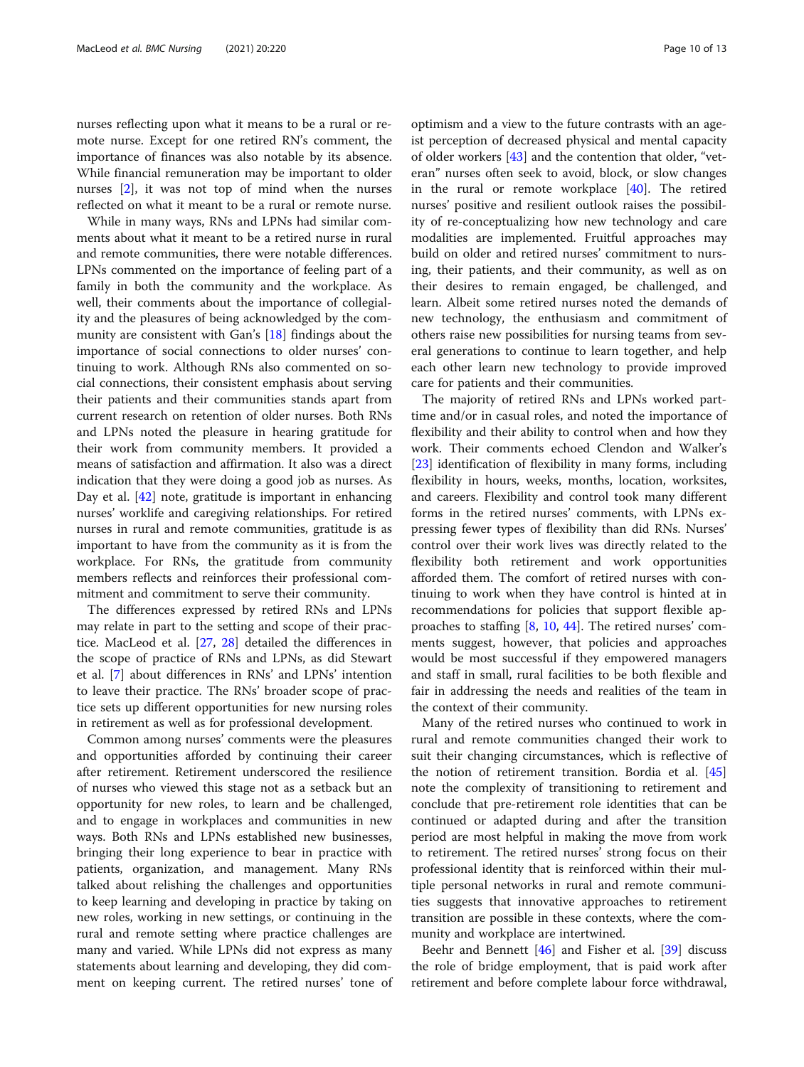nurses reflecting upon what it means to be a rural or remote nurse. Except for one retired RN's comment, the importance of finances was also notable by its absence. While financial remuneration may be important to older nurses [2], it was not top of mind when the nurses reflected on what it meant to be a rural or remote nurse.

While in many ways, RNs and LPNs had similar comments about what it meant to be a retired nurse in rural and remote communities, there were notable differences. LPNs commented on the importance of feeling part of a family in both the community and the workplace. As well, their comments about the importance of collegiality and the pleasures of being acknowledged by the community are consistent with Gan's [18] findings about the importance of social connections to older nurses' continuing to work. Although RNs also commented on social connections, their consistent emphasis about serving their patients and their communities stands apart from current research on retention of older nurses. Both RNs and LPNs noted the pleasure in hearing gratitude for their work from community members. It provided a means of satisfaction and affirmation. It also was a direct indication that they were doing a good job as nurses. As Day et al. [42] note, gratitude is important in enhancing nurses' worklife and caregiving relationships. For retired nurses in rural and remote communities, gratitude is as important to have from the community as it is from the workplace. For RNs, the gratitude from community members reflects and reinforces their professional commitment and commitment to serve their community.

The differences expressed by retired RNs and LPNs may relate in part to the setting and scope of their practice. MacLeod et al. [27, 28] detailed the differences in the scope of practice of RNs and LPNs, as did Stewart et al. [7] about differences in RNs' and LPNs' intention to leave their practice. The RNs' broader scope of practice sets up different opportunities for new nursing roles in retirement as well as for professional development.

Common among nurses' comments were the pleasures and opportunities afforded by continuing their career after retirement. Retirement underscored the resilience of nurses who viewed this stage not as a setback but an opportunity for new roles, to learn and be challenged, and to engage in workplaces and communities in new ways. Both RNs and LPNs established new businesses, bringing their long experience to bear in practice with patients, organization, and management. Many RNs talked about relishing the challenges and opportunities to keep learning and developing in practice by taking on new roles, working in new settings, or continuing in the rural and remote setting where practice challenges are many and varied. While LPNs did not express as many statements about learning and developing, they did comment on keeping current. The retired nurses' tone of optimism and a view to the future contrasts with an ageist perception of decreased physical and mental capacity of older workers [43] and the contention that older, "veteran" nurses often seek to avoid, block, or slow changes in the rural or remote workplace [40]. The retired nurses' positive and resilient outlook raises the possibility of re-conceptualizing how new technology and care modalities are implemented. Fruitful approaches may build on older and retired nurses' commitment to nursing, their patients, and their community, as well as on their desires to remain engaged, be challenged, and learn. Albeit some retired nurses noted the demands of new technology, the enthusiasm and commitment of others raise new possibilities for nursing teams from several generations to continue to learn together, and help each other learn new technology to provide improved care for patients and their communities.

The majority of retired RNs and LPNs worked part-time and/or in casual roles, and noted the importance of flexibility and their ability to control when and how they work. Their comments echoed Clendon and Walker's [23] identification of flexibility in many forms, including flexibility in hours, weeks, months, location, worksites, and careers. Flexibility and control took many different forms in the retired nurses' comments, with LPNs expressing fewer types of flexibility than did RNs. Nurses' control over their work lives was directly related to the flexibility both retirement and work opportunities afforded them. The comfort of retired nurses with continuing to work when they have control is hinted at in recommendations for policies that support flexible approaches to staffing [8, 10, 44]. The retired nurses' comments suggest, however, that policies and approaches would be most successful if they empowered managers and staff in small, rural facilities to be both flexible and fair in addressing the needs and realities of the team in the context of their community.

Many of the retired nurses who continued to work in rural and remote communities changed their work to suit their changing circumstances, which is reflective of the notion of retirement transition. Bordia et al. [45] note the complexity of transitioning to retirement and conclude that pre-retirement role identities that can be continued or adapted during and after the transition period are most helpful in making the move from work to retirement. The retired nurses' strong focus on their professional identity that is reinforced within their multiple personal networks in rural and remote communities suggests that innovative approaches to retirement transition are possible in these contexts, where the community and workplace are intertwined.

Beehr and Bennett [46] and Fisher et al. [39] discuss the role of bridge employment, that is paid work after retirement and before complete labour force withdrawal,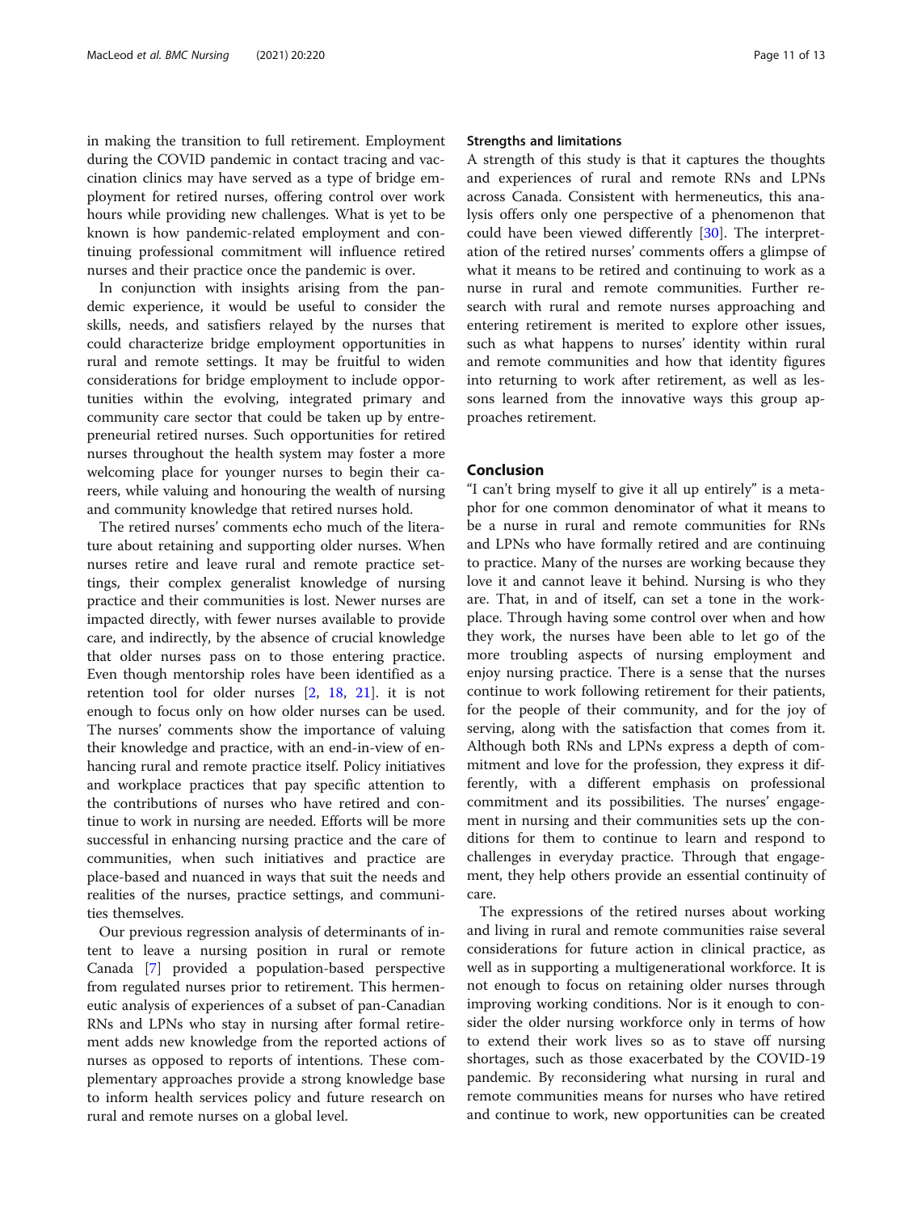in making the transition to full retirement. Employment during the COVID pandemic in contact tracing and vaccination clinics may have served as a type of bridge employment for retired nurses, offering control over work hours while providing new challenges. What is yet to be known is how pandemic-related employment and continuing professional commitment will influence retired nurses and their practice once the pandemic is over.

In conjunction with insights arising from the pandemic experience, it would be useful to consider the skills, needs, and satisfiers relayed by the nurses that could characterize bridge employment opportunities in rural and remote settings. It may be fruitful to widen considerations for bridge employment to include opportunities within the evolving, integrated primary and community care sector that could be taken up by entrepreneurial retired nurses. Such opportunities for retired nurses throughout the health system may foster a more welcoming place for younger nurses to begin their careers, while valuing and honouring the wealth of nursing and community knowledge that retired nurses hold.

The retired nurses' comments echo much of the literature about retaining and supporting older nurses. When nurses retire and leave rural and remote practice settings, their complex generalist knowledge of nursing practice and their communities is lost. Newer nurses are impacted directly, with fewer nurses available to provide care, and indirectly, by the absence of crucial knowledge that older nurses pass on to those entering practice. Even though mentorship roles have been identified as a retention tool for older nurses [2, 18, 21]. it is not enough to focus only on how older nurses can be used. The nurses' comments show the importance of valuing their knowledge and practice, with an end-in-view of enhancing rural and remote practice itself. Policy initiatives and workplace practices that pay specific attention to the contributions of nurses who have retired and continue to work in nursing are needed. Efforts will be more successful in enhancing nursing practice and the care of communities, when such initiatives and practice are place-based and nuanced in ways that suit the needs and realities of the nurses, practice settings, and communities themselves.

Our previous regression analysis of determinants of intent to leave a nursing position in rural or remote Canada [7] provided a population-based perspective from regulated nurses prior to retirement. This hermeneutic analysis of experiences of a subset of pan-Canadian RNs and LPNs who stay in nursing after formal retirement adds new knowledge from the reported actions of nurses as opposed to reports of intentions. These complementary approaches provide a strong knowledge base to inform health services policy and future research on rural and remote nurses on a global level.

### Strengths and limitations

A strength of this study is that it captures the thoughts and experiences of rural and remote RNs and LPNs across Canada. Consistent with hermeneutics, this analysis offers only one perspective of a phenomenon that could have been viewed differently [30]. The interpretation of the retired nurses' comments offers a glimpse of what it means to be retired and continuing to work as a nurse in rural and remote communities. Further research with rural and remote nurses approaching and entering retirement is merited to explore other issues, such as what happens to nurses' identity within rural and remote communities and how that identity figures into returning to work after retirement, as well as lessons learned from the innovative ways this group approaches retirement.

## Conclusion

"I can't bring myself to give it all up entirely" is a metaphor for one common denominator of what it means to be a nurse in rural and remote communities for RNs and LPNs who have formally retired and are continuing to practice. Many of the nurses are working because they love it and cannot leave it behind. Nursing is who they are. That, in and of itself, can set a tone in the workplace. Through having some control over when and how they work, the nurses have been able to let go of the more troubling aspects of nursing employment and enjoy nursing practice. There is a sense that the nurses continue to work following retirement for their patients, for the people of their community, and for the joy of serving, along with the satisfaction that comes from it. Although both RNs and LPNs express a depth of commitment and love for the profession, they express it differently, with a different emphasis on professional commitment and its possibilities. The nurses' engagement in nursing and their communities sets up the conditions for them to continue to learn and respond to challenges in everyday practice. Through that engagement, they help others provide an essential continuity of care.

The expressions of the retired nurses about working and living in rural and remote communities raise several considerations for future action in clinical practice, as well as in supporting a multigenerational workforce. It is not enough to focus on retaining older nurses through improving working conditions. Nor is it enough to consider the older nursing workforce only in terms of how to extend their work lives so as to stave off nursing shortages, such as those exacerbated by the COVID-19 pandemic. By reconsidering what nursing in rural and remote communities means for nurses who have retired and continue to work, new opportunities can be created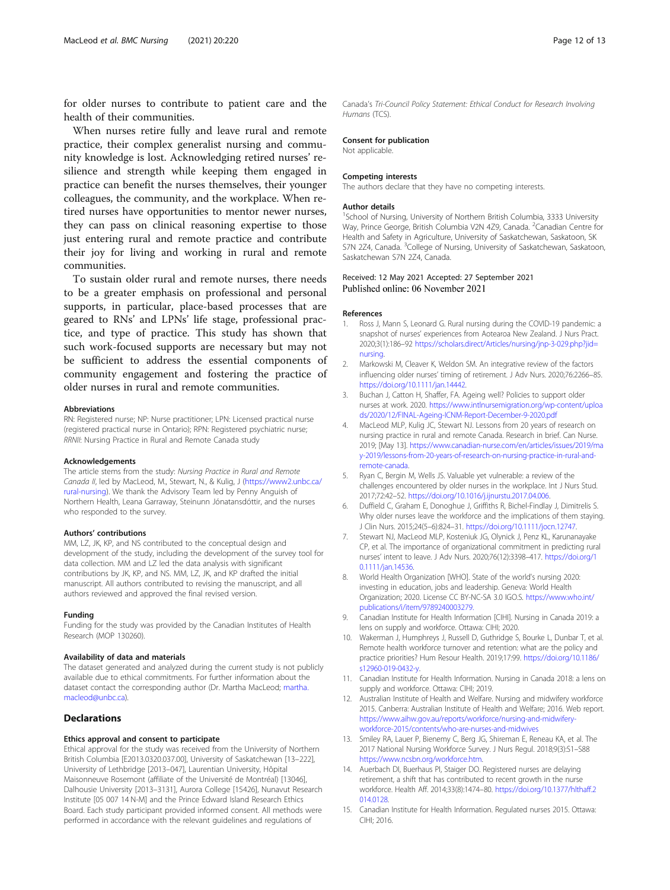for older nurses to contribute to patient care and the health of their communities.

When nurses retire fully and leave rural and remote practice, their complex generalist nursing and community knowledge is lost. Acknowledging retired nurses' resilience and strength while keeping them engaged in practice can benefit the nurses themselves, their younger colleagues, the community, and the workplace. When retired nurses have opportunities to mentor newer nurses, they can pass on clinical reasoning expertise to those just entering rural and remote practice and contribute their joy for living and working in rural and remote communities.

To sustain older rural and remote nurses, there needs to be a greater emphasis on professional and personal supports, in particular, place-based processes that are geared to RNs' and LPNs' life stage, professional practice, and type of practice. This study has shown that such work-focused supports are necessary but may not be sufficient to address the essential components of community engagement and fostering the practice of older nurses in rural and remote communities.

#### Abbreviations

RN: Registered nurse; NP: Nurse practitioner; LPN: Licensed practical nurse (registered practical nurse in Ontario); RPN: Registered psychiatric nurse; *RRNII*: Nursing Practice in Rural and Remote Canada study

#### Acknowledgements

The article stems from the study: *Nursing Practice in Rural and Remote Canada II*, led by MacLeod, M., Stewart, N., & Kulig, J (https://www2.unbc.ca/rural-nursing). We thank the Advisory Team led by Penny Anguish of Northern Health, Leana Garraway, Steinunn Jónatansdóttir, and the nurses who responded to the survey.

#### Authors' contributions

MM, LZ, JK, KP, and NS contributed to the conceptual design and development of the study, including the development of the survey tool for data collection. MM and LZ led the data analysis with significant contributions by JK, KP, and NS. MM, LZ, JK, and KP drafted the initial manuscript. All authors contributed to revising the manuscript, and all authors reviewed and approved the final revised version.

#### Funding

Funding for the study was provided by the Canadian Institutes of Health Research (MOP 130260).

#### Availability of data and materials

The dataset generated and analyzed during the current study is not publicly available due to ethical commitments. For further information about the dataset contact the corresponding author (Dr. Martha MacLeod; martha.macleod@unbc.ca).

## Declarations

#### Ethics approval and consent to participate

Ethical approval for the study was received from the University of Northern British Columbia [E2013.0320.037.00], University of Saskatchewan [13–222], University of Lethbridge [2013–047], Laurentian University, Hôpital Maisonneuve Rosemont (affiliate of the Université de Montréal) [13046], Dalhousie University [2013–3131], Aurora College [15426], Nunavut Research Institute [05 007 14 N-M] and the Prince Edward Island Research Ethics Board. Each study participant provided informed consent. All methods were performed in accordance with the relevant guidelines and regulations of Canada's *Tri-Council Policy Statement: Ethical Conduct for Research Involving Humans* (TCS).

#### Consent for publication

Not applicable.

#### Competing interests

The authors declare that they have no competing interests.

#### Author details

[1]School of Nursing, University of Northern British Columbia, 3333 University Way, Prince George, British Columbia V2N 4Z9, Canada. [2]Canadian Centre for Health and Safety in Agriculture, University of Saskatchewan, Saskatoon, SK S7N 2Z4, Canada. [3]College of Nursing, University of Saskatchewan, Saskatoon, Saskatchewan S7N 2Z4, Canada.

Received: 12 May 2021 Accepted: 27 September 2021
Published online: 06 November 2021

#### References

1. Ross J, Mann S, Leonard G. Rural nursing during the COVID-19 pandemic: a snapshot of nurses' experiences from Aotearoa New Zealand. J Nurs Pract. 2020;3(1):186–92 https://scholars.direct/Articles/nursing/jnp-3-029.php?jid=nursing.
2. Markowski M, Cleaver K, Weldon SM. An integrative review of the factors influencing older nurses' timing of retirement. J Adv Nurs. 2020;76:2266–85. https://doi.org/10.1111/jan.14442.
3. Buchan J, Catton H, Shaffer, FA. Ageing well? Policies to support older nurses at work. 2020. https://www.intlnursemigration.org/wp-content/uploads/2020/12/FINAL-Ageing-ICNM-Report-December-9-2020.pdf
4. MacLeod MLP, Kulig JC, Stewart NJ. Lessons from 20 years of research on nursing practice in rural and remote Canada. Research in brief. Can Nurse. 2019; [May 13]. https://www.canadian-nurse.com/en/articles/issues/2019/may-2019/lessons-from-20-years-of-research-on-nursing-practice-in-rural-and-remote-canada.
5. Ryan C, Bergin M, Wells JS. Valuable yet vulnerable: a review of the challenges encountered by older nurses in the workplace. Int J Nurs Stud. 2017;72:42–52. https://doi.org/10.1016/j.ijnurstu.2017.04.006.
6. Duffield C, Graham E, Donoghue J, Griffiths R, Bichel-Findlay J, Dimitrelis S. Why older nurses leave the workforce and the implications of them staying. J Clin Nurs. 2015;24(5–6):824–31. https://doi.org/10.1111/jocn.12747.
7. Stewart NJ, MacLeod MLP, Kosteniuk JG, Olynick J, Penz KL, Karunanayake CP, et al. The importance of organizational commitment in predicting rural nurses' intent to leave. J Adv Nurs. 2020;76(12):3398–417. https://doi.org/10.1111/jan.14536.
8. World Health Organization [WHO]. State of the world's nursing 2020: investing in education, jobs and leadership. Geneva: World Health Organization; 2020. License CC BY-NC-SA 3.0 IGO.S. https://www.who.int/publications/i/item/9789240003279.
9. Canadian Institute for Health Information [CIHI]. Nursing in Canada 2019: a lens on supply and workforce. Ottawa: CIHI; 2020.
10. Wakerman J, Humphreys J, Russell D, Guthridge S, Bourke L, Dunbar T, et al. Remote health workforce turnover and retention: what are the policy and practice priorities? Hum Resour Health. 2019;17:99. https://doi.org/10.1186/s12960-019-0432-y.
11. Canadian Institute for Health Information. Nursing in Canada 2018: a lens on supply and workforce. Ottawa: CIHI; 2019.
12. Australian Institute of Health and Welfare. Nursing and midwifery workforce 2015. Canberra: Australian Institute of Health and Welfare; 2016. Web report. https://www.aihw.gov.au/reports/workforce/nursing-and-midwifery-workforce-2015/contents/who-are-nurses-and-midwives
13. Smiley RA, Lauer P, Bienemy C, Berg JG, Shireman E, Reneau KA, et al. The 2017 National Nursing Workforce Survey. J Nurs Regul. 2018;9(3):S1–S88 https://www.ncsbn.org/workforce.htm.
14. Auerbach DI, Buerhaus PI, Staiger DO. Registered nurses are delaying retirement, a shift that has contributed to recent growth in the nurse workforce. Health Aff. 2014;33(8):1474–80. https://doi.org/10.1377/hlthaff.2014.0128.
15. Canadian Institute for Health Information. Regulated nurses 2015. Ottawa: CIHI; 2016.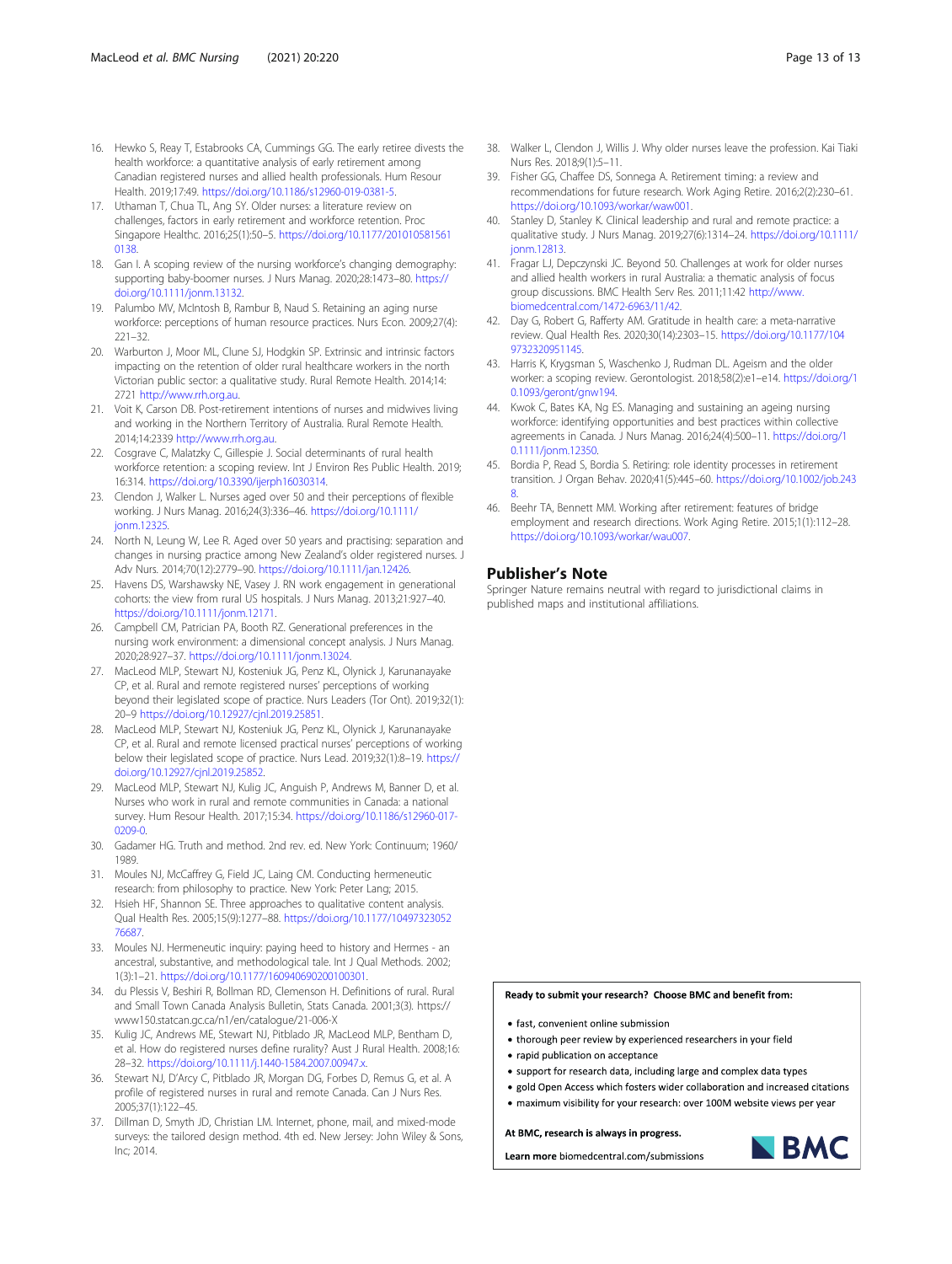16. Hewko S, Reay T, Estabrooks CA, Cummings GG. The early retiree divests the health workforce: a quantitative analysis of early retirement among Canadian registered nurses and allied health professionals. Hum Resour Health. 2019;17:49. https://doi.org/10.1186/s12960-019-0381-5.
17. Uthaman T, Chua TL, Ang SY. Older nurses: a literature review on challenges, factors in early retirement and workforce retention. Proc Singapore Healthc. 2016;25(1):50–5. https://doi.org/10.1177/2010105815610138.
18. Gan I. A scoping review of the nursing workforce's changing demography: supporting baby-boomer nurses. J Nurs Manag. 2020;28:1473–80. https://doi.org/10.1111/jonm.13132.
19. Palumbo MV, McIntosh B, Rambur B, Naud S. Retaining an aging nurse workforce: perceptions of human resource practices. Nurs Econ. 2009;27(4):221–32.
20. Warburton J, Moor ML, Clune SJ, Hodgkin SP. Extrinsic and intrinsic factors impacting on the retention of older rural healthcare workers in the north Victorian public sector: a qualitative study. Rural Remote Health. 2014;14:2721 http://www.rrh.org.au.
21. Voit K, Carson DB. Post-retirement intentions of nurses and midwives living and working in the Northern Territory of Australia. Rural Remote Health. 2014;14:2339 http://www.rrh.org.au.
22. Cosgrave C, Malatzky C, Gillespie J. Social determinants of rural health workforce retention: a scoping review. Int J Environ Res Public Health. 2019;16:314. https://doi.org/10.3390/ijerph16030314.
23. Clendon J, Walker L. Nurses aged over 50 and their perceptions of flexible working. J Nurs Manag. 2016;24(3):336–46. https://doi.org/10.1111/jonm.12325.
24. North N, Leung W, Lee R. Aged over 50 years and practising: separation and changes in nursing practice among New Zealand's older registered nurses. J Adv Nurs. 2014;70(12):2779–90. https://doi.org/10.1111/jan.12426.
25. Havens DS, Warshawsky NE, Vasey J. RN work engagement in generational cohorts: the view from rural US hospitals. J Nurs Manag. 2013;21:927–40. https://doi.org/10.1111/jonm.12171.
26. Campbell CM, Patrician PA, Booth RZ. Generational preferences in the nursing work environment: a dimensional concept analysis. J Nurs Manag. 2020;28:927–37. https://doi.org/10.1111/jonm.13024.
27. MacLeod MLP, Stewart NJ, Kosteniuk JG, Penz KL, Olynick J, Karunanayake CP, et al. Rural and remote registered nurses' perceptions of working beyond their legislated scope of practice. Nurs Leaders (Tor Ont). 2019;32(1):20–9 https://doi.org/10.12927/cjnl.2019.25851.
28. MacLeod MLP, Stewart NJ, Kosteniuk JG, Penz KL, Olynick J, Karunanayake CP, et al. Rural and remote licensed practical nurses' perceptions of working below their legislated scope of practice. Nurs Lead. 2019;32(1):8–19. https://doi.org/10.12927/cjnl.2019.25852.
29. MacLeod MLP, Stewart NJ, Kulig JC, Anguish P, Andrews M, Banner D, et al. Nurses who work in rural and remote communities in Canada: a national survey. Hum Resour Health. 2017;15:34. https://doi.org/10.1186/s12960-017-0209-0.
30. Gadamer HG. Truth and method. 2nd rev. ed. New York: Continuum; 1960/1989.
31. Moules NJ, McCaffrey G, Field JC, Laing CM. Conducting hermeneutic research: from philosophy to practice. New York: Peter Lang; 2015.
32. Hsieh HF, Shannon SE. Three approaches to qualitative content analysis. Qual Health Res. 2005;15(9):1277–88. https://doi.org/10.1177/1049732305276687.
33. Moules NJ. Hermeneutic inquiry: paying heed to history and Hermes - an ancestral, substantive, and methodological tale. Int J Qual Methods. 2002;1(3):1–21. https://doi.org/10.1177/160940690200100301.
34. du Plessis V, Beshiri R, Bollman RD, Clemenson H. Definitions of rural. Rural and Small Town Canada Analysis Bulletin, Stats Canada. 2001;3(3). https://www150.statcan.gc.ca/n1/en/catalogue/21-006-X
35. Kulig JC, Andrews ME, Stewart NJ, Pitblado JR, MacLeod MLP, Bentham D, et al. How do registered nurses define rurality? Aust J Rural Health. 2008;16:28–32. https://doi.org/10.1111/j.1440-1584.2007.00947.x.
36. Stewart NJ, D'Arcy C, Pitblado JR, Morgan DG, Forbes D, Remus G, et al. A profile of registered nurses in rural and remote Canada. Can J Nurs Res. 2005;37(1):122–45.
37. Dillman D, Smyth JD, Christian LM. Internet, phone, mail, and mixed-mode surveys: the tailored design method. 4th ed. New Jersey: John Wiley & Sons, Inc; 2014.
38. Walker L, Clendon J, Willis J. Why older nurses leave the profession. Kai Tiaki Nurs Res. 2018;9(1):5–11.
39. Fisher GG, Chaffee DS, Sonnega A. Retirement timing: a review and recommendations for future research. Work Aging Retire. 2016;2(2):230–61. https://doi.org/10.1093/workar/waw001.
40. Stanley D, Stanley K. Clinical leadership and rural and remote practice: a qualitative study. J Nurs Manag. 2019;27(6):1314–24. https://doi.org/10.1111/jonm.12813.
41. Fragar LJ, Depczynski JC. Beyond 50. Challenges at work for older nurses and allied health workers in rural Australia: a thematic analysis of focus group discussions. BMC Health Serv Res. 2011;11:42 http://www.biomedcentral.com/1472-6963/11/42.
42. Day G, Robert G, Rafferty AM. Gratitude in health care: a meta-narrative review. Qual Health Res. 2020;30(14):2303–15. https://doi.org/10.1177/1049732320951145.
43. Harris K, Krygsman S, Waschenko J, Rudman DL. Ageism and the older worker: a scoping review. Gerontologist. 2018;58(2):e1–e14. https://doi.org/10.1093/geront/gnw194.
44. Kwok C, Bates KA, Ng ES. Managing and sustaining an ageing nursing workforce: identifying opportunities and best practices within collective agreements in Canada. J Nurs Manag. 2016;24(4):500–11. https://doi.org/10.1111/jonm.12350.
45. Bordia P, Read S, Bordia S. Retiring: role identity processes in retirement transition. J Organ Behav. 2020;41(5):445–60. https://doi.org/10.1002/job.2438.
46. Beehr TA, Bennett MM. Working after retirement: features of bridge employment and research directions. Work Aging Retire. 2015;1(1):112–28. https://doi.org/10.1093/workar/wau007.

## Publisher's Note

Springer Nature remains neutral with regard to jurisdictional claims in published maps and institutional affiliations.

**Ready to submit your research? Choose BMC and benefit from:**

- fast, convenient online submission
- thorough peer review by experienced researchers in your field
- rapid publication on acceptance
- support for research data, including large and complex data types
- gold Open Access which fosters wider collaboration and increased citations
- maximum visibility for your research: over 100M website views per year

**At BMC, research is always in progress.**

**Learn more** biomedcentral.com/submissions

BMC